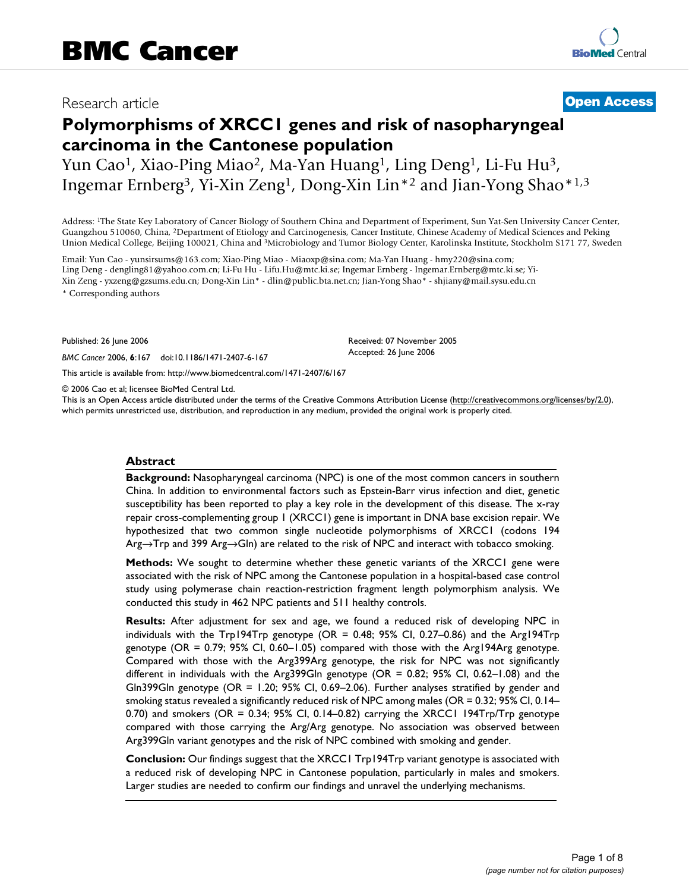BMC Cancer

Research article

**Open Access**

# Polymorphisms of XRCC1 genes and risk of nasopharyngeal carcinoma in the Cantonese population

Yun Cao[1], Xiao-Ping Miao[2], Ma-Yan Huang[1], Ling Deng[1], Li-Fu Hu[3], Ingemar Ernberg[3], Yi-Xin Zeng[1], Dong-Xin Lin*[2] and Jian-Yong Shao*[1,3]

Address: [1]The State Key Laboratory of Cancer Biology of Southern China and Department of Experiment, Sun Yat-Sen University Cancer Center, Guangzhou 510060, China, [2]Department of Etiology and Carcinogenesis, Cancer Institute, Chinese Academy of Medical Sciences and Peking Union Medical College, Beijing 100021, China and [3]Microbiology and Tumor Biology Center, Karolinska Institute, Stockholm S171 77, Sweden

Email: Yun Cao - yunsirsums@163.com; Xiao-Ping Miao - Miaoxp@sina.com; Ma-Yan Huang - hmy220@sina.com; Ling Deng - dengling81@yahoo.com.cn; Li-Fu Hu - Lifu.Hu@mtc.ki.se; Ingemar Ernberg - Ingemar.Ernberg@mtc.ki.se; Yi-Xin Zeng - yxzeng@gzsums.edu.cn; Dong-Xin Lin* - dlin@public.bta.net.cn; Jian-Yong Shao* - shjiany@mail.sysu.edu.cn

\* Corresponding authors

Published: 26 June 2006

*BMC Cancer* 2006, **6**:167 doi:10.1186/1471-2407-6-167

Received: 07 November 2005
Accepted: 26 June 2006

This article is available from: http://www.biomedcentral.com/1471-2407/6/167

© 2006 Cao et al; licensee BioMed Central Ltd.
This is an Open Access article distributed under the terms of the Creative Commons Attribution License (http://creativecommons.org/licenses/by/2.0), which permits unrestricted use, distribution, and reproduction in any medium, provided the original work is properly cited.

## Abstract

**Background:** Nasopharyngeal carcinoma (NPC) is one of the most common cancers in southern China. In addition to environmental factors such as Epstein-Barr virus infection and diet, genetic susceptibility has been reported to play a key role in the development of this disease. The x-ray repair cross-complementing group 1 (XRCC1) gene is important in DNA base excision repair. We hypothesized that two common single nucleotide polymorphisms of XRCC1 (codons 194 Arg→Trp and 399 Arg→Gln) are related to the risk of NPC and interact with tobacco smoking.

**Methods:** We sought to determine whether these genetic variants of the XRCC1 gene were associated with the risk of NPC among the Cantonese population in a hospital-based case control study using polymerase chain reaction-restriction fragment length polymorphism analysis. We conducted this study in 462 NPC patients and 511 healthy controls.

**Results:** After adjustment for sex and age, we found a reduced risk of developing NPC in individuals with the Trp194Trp genotype (OR = 0.48; 95% CI, 0.27–0.86) and the Arg194Trp genotype (OR = 0.79; 95% CI, 0.60–1.05) compared with those with the Arg194Arg genotype. Compared with those with the Arg399Arg genotype, the risk for NPC was not significantly different in individuals with the Arg399Gln genotype (OR = 0.82; 95% CI, 0.62–1.08) and the Gln399Gln genotype (OR = 1.20; 95% CI, 0.69–2.06). Further analyses stratified by gender and smoking status revealed a significantly reduced risk of NPC among males (OR = 0.32; 95% CI, 0.14–0.70) and smokers (OR = 0.34; 95% CI, 0.14–0.82) carrying the XRCC1 194Trp/Trp genotype compared with those carrying the Arg/Arg genotype. No association was observed between Arg399Gln variant genotypes and the risk of NPC combined with smoking and gender.

**Conclusion:** Our findings suggest that the XRCC1 Trp194Trp variant genotype is associated with a reduced risk of developing NPC in Cantonese population, particularly in males and smokers. Larger studies are needed to confirm our findings and unravel the underlying mechanisms.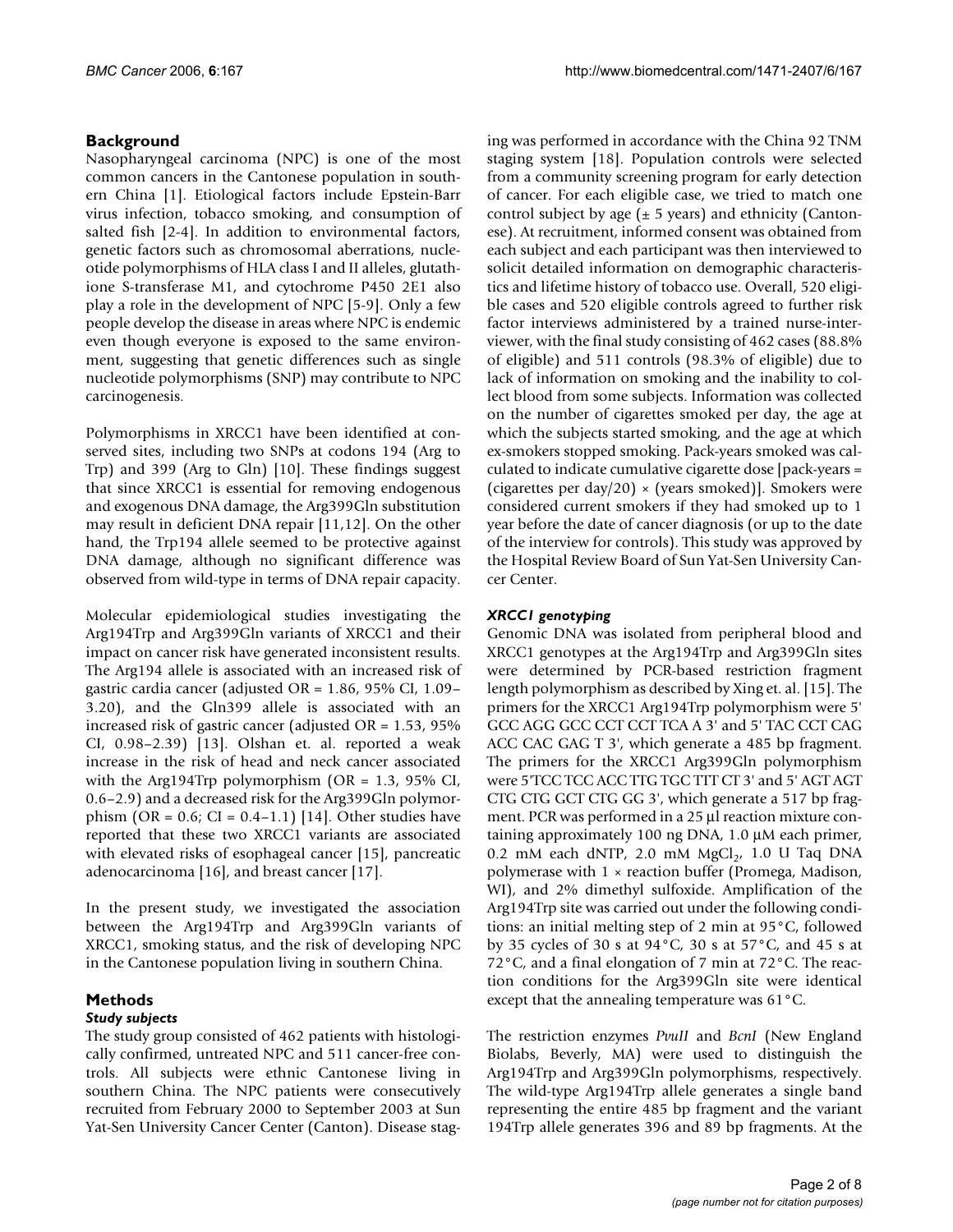## Background

Nasopharyngeal carcinoma (NPC) is one of the most common cancers in the Cantonese population in southern China [1]. Etiological factors include Epstein-Barr virus infection, tobacco smoking, and consumption of salted fish [2-4]. In addition to environmental factors, genetic factors such as chromosomal aberrations, nucleotide polymorphisms of HLA class I and II alleles, glutathione S-transferase M1, and cytochrome P450 2E1 also play a role in the development of NPC [5-9]. Only a few people develop the disease in areas where NPC is endemic even though everyone is exposed to the same environment, suggesting that genetic differences such as single nucleotide polymorphisms (SNP) may contribute to NPC carcinogenesis.

Polymorphisms in XRCC1 have been identified at conserved sites, including two SNPs at codons 194 (Arg to Trp) and 399 (Arg to Gln) [10]. These findings suggest that since XRCC1 is essential for removing endogenous and exogenous DNA damage, the Arg399Gln substitution may result in deficient DNA repair [11,12]. On the other hand, the Trp194 allele seemed to be protective against DNA damage, although no significant difference was observed from wild-type in terms of DNA repair capacity.

Molecular epidemiological studies investigating the Arg194Trp and Arg399Gln variants of XRCC1 and their impact on cancer risk have generated inconsistent results. The Arg194 allele is associated with an increased risk of gastric cardia cancer (adjusted OR = 1.86, 95% CI, 1.09–3.20), and the Gln399 allele is associated with an increased risk of gastric cancer (adjusted OR = 1.53, 95% CI, 0.98–2.39) [13]. Olshan et. al. reported a weak increase in the risk of head and neck cancer associated with the Arg194Trp polymorphism (OR = 1.3, 95% CI, 0.6–2.9) and a decreased risk for the Arg399Gln polymorphism (OR = 0.6; CI = 0.4–1.1) [14]. Other studies have reported that these two XRCC1 variants are associated with elevated risks of esophageal cancer [15], pancreatic adenocarcinoma [16], and breast cancer [17].

In the present study, we investigated the association between the Arg194Trp and Arg399Gln variants of XRCC1, smoking status, and the risk of developing NPC in the Cantonese population living in southern China.

## Methods

### *Study subjects*

The study group consisted of 462 patients with histologically confirmed, untreated NPC and 511 cancer-free controls. All subjects were ethnic Cantonese living in southern China. The NPC patients were consecutively recruited from February 2000 to September 2003 at Sun Yat-Sen University Cancer Center (Canton). Disease staging was performed in accordance with the China 92 TNM staging system [18]. Population controls were selected from a community screening program for early detection of cancer. For each eligible case, we tried to match one control subject by age (± 5 years) and ethnicity (Cantonese). At recruitment, informed consent was obtained from each subject and each participant was then interviewed to solicit detailed information on demographic characteristics and lifetime history of tobacco use. Overall, 520 eligible cases and 520 eligible controls agreed to further risk factor interviews administered by a trained nurse-interviewer, with the final study consisting of 462 cases (88.8% of eligible) and 511 controls (98.3% of eligible) due to lack of information on smoking and the inability to collect blood from some subjects. Information was collected on the number of cigarettes smoked per day, the age at which the subjects started smoking, and the age at which ex-smokers stopped smoking. Pack-years smoked was calculated to indicate cumulative cigarette dose [pack-years = (cigarettes per day/20) × (years smoked)]. Smokers were considered current smokers if they had smoked up to 1 year before the date of cancer diagnosis (or up to the date of the interview for controls). This study was approved by the Hospital Review Board of Sun Yat-Sen University Cancer Center.

### *XRCC1 genotyping*

Genomic DNA was isolated from peripheral blood and XRCC1 genotypes at the Arg194Trp and Arg399Gln sites were determined by PCR-based restriction fragment length polymorphism as described by Xing et. al. [15]. The primers for the XRCC1 Arg194Trp polymorphism were 5' GCC AGG GCC CCT CCT TCA A 3' and 5' TAC CCT CAG ACC CAC GAG T 3', which generate a 485 bp fragment. The primers for the XRCC1 Arg399Gln polymorphism were 5'TCC TCC ACC TTG TGC TTT CT 3' and 5' AGT AGT CTG CTG GCT CTG GG 3', which generate a 517 bp fragment. PCR was performed in a 25 μl reaction mixture containing approximately 100 ng DNA, 1.0 μM each primer, 0.2 mM each dNTP, 2.0 mM $MgCl_2$, 1.0 U Taq DNA polymerase with 1 × reaction buffer (Promega, Madison, WI), and 2% dimethyl sulfoxide. Amplification of the Arg194Trp site was carried out under the following conditions: an initial melting step of 2 min at 95°C, followed by 35 cycles of 30 s at 94°C, 30 s at 57°C, and 45 s at 72°C, and a final elongation of 7 min at 72°C. The reaction conditions for the Arg399Gln site were identical except that the annealing temperature was 61°C.

The restriction enzymes *PvuII* and *BcnI* (New England Biolabs, Beverly, MA) were used to distinguish the Arg194Trp and Arg399Gln polymorphisms, respectively. The wild-type Arg194Trp allele generates a single band representing the entire 485 bp fragment and the variant 194Trp allele generates 396 and 89 bp fragments. At the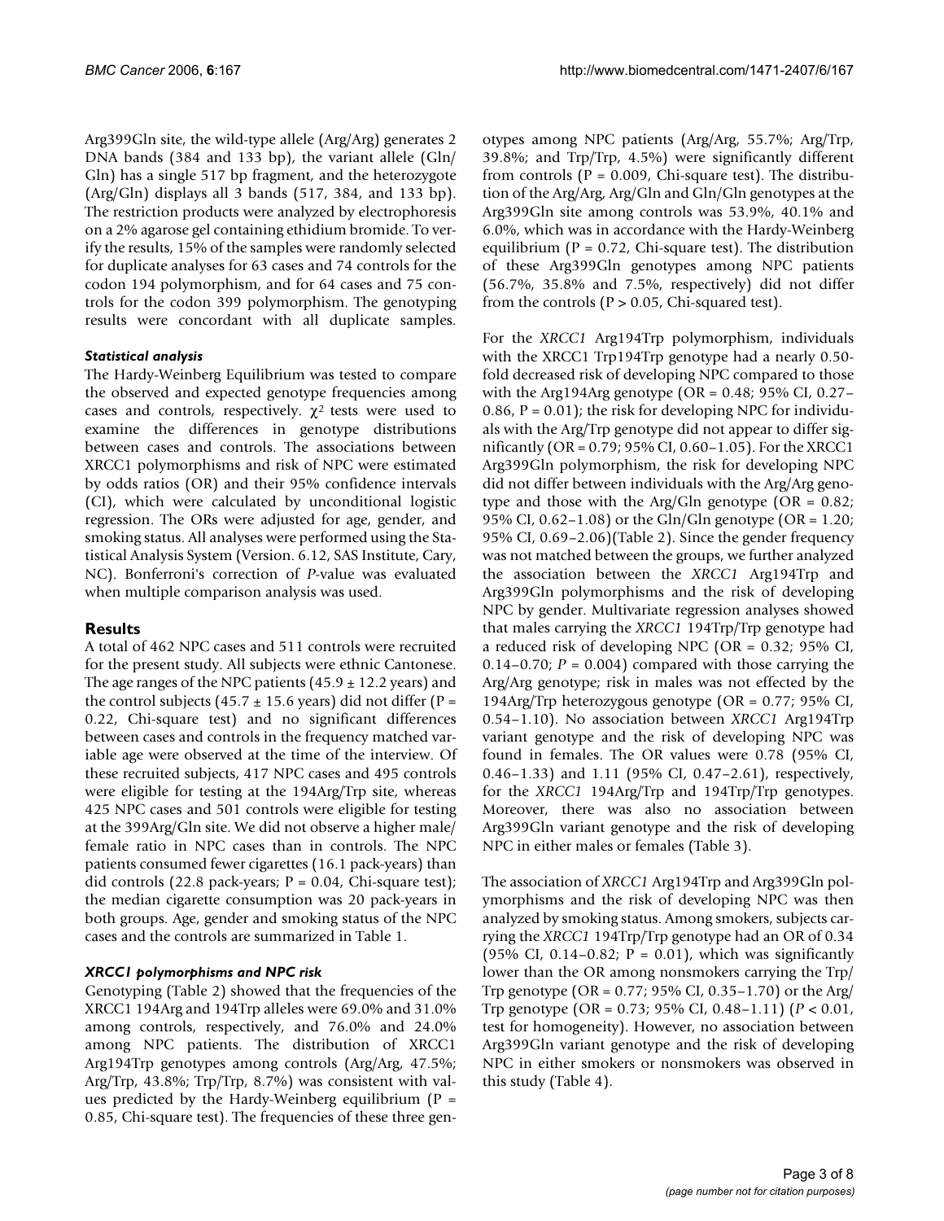Arg399Gln site, the wild-type allele (Arg/Arg) generates 2 DNA bands (384 and 133 bp), the variant allele (Gln/Gln) has a single 517 bp fragment, and the heterozygote (Arg/Gln) displays all 3 bands (517, 384, and 133 bp). The restriction products were analyzed by electrophoresis on a 2% agarose gel containing ethidium bromide. To verify the results, 15% of the samples were randomly selected for duplicate analyses for 63 cases and 74 controls for the codon 194 polymorphism, and for 64 cases and 75 controls for the codon 399 polymorphism. The genotyping results were concordant with all duplicate samples.

### *Statistical analysis*

The Hardy-Weinberg Equilibrium was tested to compare the observed and expected genotype frequencies among cases and controls, respectively. $\chi^2$ tests were used to examine the differences in genotype distributions between cases and controls. The associations between XRCC1 polymorphisms and risk of NPC were estimated by odds ratios (OR) and their 95% confidence intervals (CI), which were calculated by unconditional logistic regression. The ORs were adjusted for age, gender, and smoking status. All analyses were performed using the Statistical Analysis System (Version. 6.12, SAS Institute, Cary, NC). Bonferroni's correction of *P*-value was evaluated when multiple comparison analysis was used.

## Results

A total of 462 NPC cases and 511 controls were recruited for the present study. All subjects were ethnic Cantonese. The age ranges of the NPC patients (45.9 ± 12.2 years) and the control subjects (45.7 ± 15.6 years) did not differ (P = 0.22, Chi-square test) and no significant differences between cases and controls in the frequency matched variable age were observed at the time of the interview. Of these recruited subjects, 417 NPC cases and 495 controls were eligible for testing at the 194Arg/Trp site, whereas 425 NPC cases and 501 controls were eligible for testing at the 399Arg/Gln site. We did not observe a higher male/female ratio in NPC cases than in controls. The NPC patients consumed fewer cigarettes (16.1 pack-years) than did controls (22.8 pack-years; P = 0.04, Chi-square test); the median cigarette consumption was 20 pack-years in both groups. Age, gender and smoking status of the NPC cases and the controls are summarized in Table 1.

### *XRCC1 polymorphisms and NPC risk*

Genotyping (Table 2) showed that the frequencies of the XRCC1 194Arg and 194Trp alleles were 69.0% and 31.0% among controls, respectively, and 76.0% and 24.0% among NPC patients. The distribution of XRCC1 Arg194Trp genotypes among controls (Arg/Arg, 47.5%; Arg/Trp, 43.8%; Trp/Trp, 8.7%) was consistent with values predicted by the Hardy-Weinberg equilibrium (P = 0.85, Chi-square test). The frequencies of these three genotypes among NPC patients (Arg/Arg, 55.7%; Arg/Trp, 39.8%; and Trp/Trp, 4.5%) were significantly different from controls (P = 0.009, Chi-square test). The distribution of the Arg/Arg, Arg/Gln and Gln/Gln genotypes at the Arg399Gln site among controls was 53.9%, 40.1% and 6.0%, which was in accordance with the Hardy-Weinberg equilibrium (P = 0.72, Chi-square test). The distribution of these Arg399Gln genotypes among NPC patients (56.7%, 35.8% and 7.5%, respectively) did not differ from the controls (P > 0.05, Chi-squared test).

For the *XRCC1* Arg194Trp polymorphism, individuals with the XRCC1 Trp194Trp genotype had a nearly 0.50-fold decreased risk of developing NPC compared to those with the Arg194Arg genotype (OR = 0.48; 95% CI, 0.27–0.86, P = 0.01); the risk for developing NPC for individuals with the Arg/Trp genotype did not appear to differ significantly (OR = 0.79; 95% CI, 0.60–1.05). For the XRCC1 Arg399Gln polymorphism, the risk for developing NPC did not differ between individuals with the Arg/Arg genotype and those with the Arg/Gln genotype (OR = 0.82; 95% CI, 0.62–1.08) or the Gln/Gln genotype (OR = 1.20; 95% CI, 0.69–2.06)(Table 2). Since the gender frequency was not matched between the groups, we further analyzed the association between the *XRCC1* Arg194Trp and Arg399Gln polymorphisms and the risk of developing NPC by gender. Multivariate regression analyses showed that males carrying the *XRCC1* 194Trp/Trp genotype had a reduced risk of developing NPC (OR = 0.32; 95% CI, 0.14–0.70; *P* = 0.004) compared with those carrying the Arg/Arg genotype; risk in males was not effected by the 194Arg/Trp heterozygous genotype (OR = 0.77; 95% CI, 0.54–1.10). No association between *XRCC1* Arg194Trp variant genotype and the risk of developing NPC was found in females. The OR values were 0.78 (95% CI, 0.46–1.33) and 1.11 (95% CI, 0.47–2.61), respectively, for the *XRCC1* 194Arg/Trp and 194Trp/Trp genotypes. Moreover, there was also no association between Arg399Gln variant genotype and the risk of developing NPC in either males or females (Table 3).

The association of *XRCC1* Arg194Trp and Arg399Gln polymorphisms and the risk of developing NPC was then analyzed by smoking status. Among smokers, subjects carrying the *XRCC1* 194Trp/Trp genotype had an OR of 0.34 (95% CI, 0.14–0.82; P = 0.01), which was significantly lower than the OR among nonsmokers carrying the Trp/Trp genotype (OR = 0.77; 95% CI, 0.35–1.70) or the Arg/Trp genotype (OR = 0.73; 95% CI, 0.48–1.11) (*P* < 0.01, test for homogeneity). However, no association between Arg399Gln variant genotype and the risk of developing NPC in either smokers or nonsmokers was observed in this study (Table 4).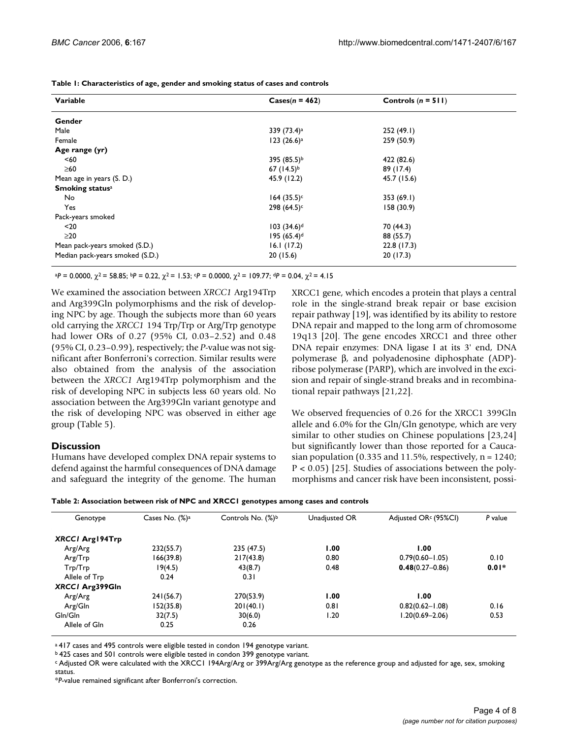**Table 1: Characteristics of age, gender and smoking status of cases and controls**

| Variable | Cases(n = 462) | Controls (n = 511) |
| --- | --- | --- |
| **Gender** | | |
| Male | 339 (73.4)[a] | 252 (49.1) |
| Female | 123 (26.6)[a] | 259 (50.9) |
| **Age range (yr)** | | |
| <60 | 395 (85.5)[b] | 422 (82.6) |
| ≥60 | 67 (14.5)[b] | 89 (17.4) |
| Mean age in years (S. D.) | 45.9 (12.2) | 45.7 (15.6) |
| **Smoking status**[a] | | |
| No | 164 (35.5)[c] | 353 (69.1) |
| Yes | 298 (64.5)[c] | 158 (30.9) |
| Pack-years smoked | | |
| <20 | 103 (34.6)[d] | 70 (44.3) |
| ≥20 | 195 (65.4)[d] | 88 (55.7) |
| Mean pack-years smoked (S.D.) | 16.1 (17.2) | 22.8 (17.3) |
| Median pack-years smoked (S.D.) | 20 (15.6) | 20 (17.3) |

[a]$P = 0.0000$, $\chi^2 = 58.85$; [b]$P = 0.22$, $\chi^2 = 1.53$; [c]$P = 0.0000$, $\chi^2 = 109.77$; [d]$P = 0.04$, $\chi^2 = 4.15$

We examined the association between *XRCC1* Arg194Trp and Arg399Gln polymorphisms and the risk of developing NPC by age. Though the subjects more than 60 years old carrying the *XRCC1* 194 Trp/Trp or Arg/Trp genotype had lower ORs of 0.27 (95% CI, 0.03–2.52) and 0.48 (95% CI, 0.23–0.99), respectively; the *P*-value was not significant after Bonferroni's correction. Similar results were also obtained from the analysis of the association between the *XRCC1* Arg194Trp polymorphism and the risk of developing NPC in subjects less 60 years old. No association between the Arg399Gln variant genotype and the risk of developing NPC was observed in either age group (Table 5).

## Discussion

Humans have developed complex DNA repair systems to defend against the harmful consequences of DNA damage and safeguard the integrity of the genome. The human XRCC1 gene, which encodes a protein that plays a central role in the single-strand break repair or base excision repair pathway [19], was identified by its ability to restore DNA repair and mapped to the long arm of chromosome 19q13 [20]. The gene encodes XRCC1 and three other DNA repair enzymes: DNA ligase I at its 3' end, DNA polymerase β, and polyadenosine diphosphate (ADP)-ribose polymerase (PARP), which are involved in the excision and repair of single-strand breaks and in recombinational repair pathways [21,22].

We observed frequencies of 0.26 for the XRCC1 399Gln allele and 6.0% for the Gln/Gln genotype, which are very similar to other studies on Chinese populations [23,24] but significantly lower than those reported for a Caucasian population (0.335 and 11.5%, respectively, n = 1240; $P < 0.05$) [25]. Studies of associations between the polymorphisms and cancer risk have been inconsistent, possi-

**Table 2: Association between risk of NPC and XRCC1 genotypes among cases and controls**

| Genotype | Cases No. (%)[a] | Controls No. (%)[b] | Unadjusted OR | Adjusted OR[c] (95%CI) | *P* value |
| --- | --- | --- | --- | --- | --- |
| ***XRCC1* Arg194Trp** | | | | | |
| Arg/Arg | 232(55.7) | 235 (47.5) | **1.00** | **1.00** | |
| Arg/Trp | 166(39.8) | 217(43.8) | 0.80 | 0.79(0.60–1.05) | 0.10 |
| Trp/Trp | 19(4.5) | 43(8.7) | 0.48 | **0.48**(0.27–0.86) | **0.01*** |
| Allele of Trp | 0.24 | 0.31 | | | |
| ***XRCC1* Arg399Gln** | | | | | |
| Arg/Arg | 241(56.7) | 270(53.9) | **1.00** | **1.00** | |
| Arg/Gln | 152(35.8) | 201(40.1) | 0.81 | 0.82(0.62–1.08) | 0.16 |
| Gln/Gln | 32(7.5) | 30(6.0) | 1.20 | 1.20(0.69–2.06) | 0.53 |
| Allele of Gln | 0.25 | 0.26 | | | |

[a] 417 cases and 495 controls were eligible tested in condon 194 genotype variant.
[b] 425 cases and 501 controls were eligible tested in condon 399 genotype variant.
[c] Adjusted OR were calculated with the XRCC1 194Arg/Arg or 399Arg/Arg genotype as the reference group and adjusted for age, sex, smoking status.
\**P*-value remained significant after Bonferroni's correction.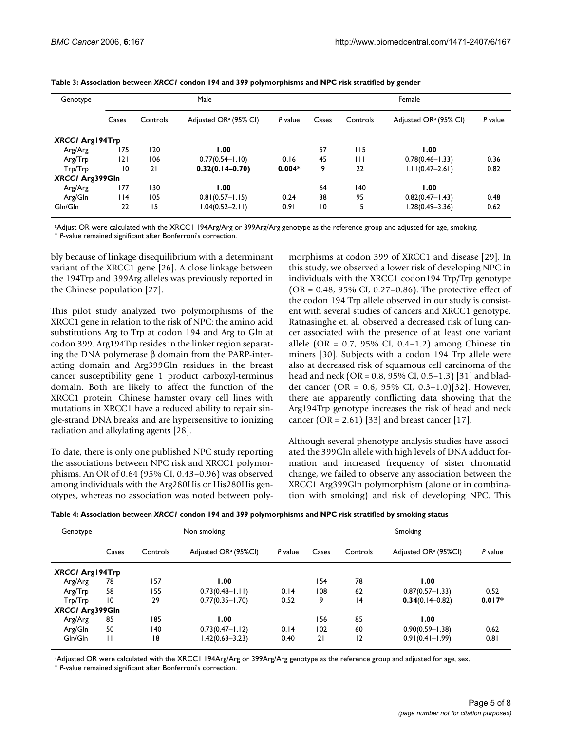**Table 3: Association between *XRCC1* condon 194 and 399 polymorphisms and NPC risk stratified by gender**

| Genotype | Male | | | | Female | | | |
|---|---|---|---|---|---|---|---|---|
| | Cases | Controls | Adjusted OR[a] (95% CI) | *P* value | Cases | Controls | Adjusted OR[a] (95% CI) | *P* value |
| ***XRCC1* Arg194Trp** | | | | | | | | |
| Arg/Arg | 175 | 120 | **1.00** | | 57 | 115 | **1.00** | |
| Arg/Trp | 121 | 106 | 0.77(0.54–1.10) | 0.16 | 45 | 111 | 0.78(0.46–1.33) | 0.36 |
| Trp/Trp | 10 | 21 | **0.32(0.14–0.70)** | **0.004*** | 9 | 22 | 1.11(0.47–2.61) | 0.82 |
| ***XRCC1* Arg399Gln** | | | | | | | | |
| Arg/Arg | 177 | 130 | **1.00** | | 64 | 140 | **1.00** | |
| Arg/Gln | 114 | 105 | 0.81(0.57–1.15) | 0.24 | 38 | 95 | 0.82(0.47–1.43) | 0.48 |
| Gln/Gln | 22 | 15 | 1.04(0.52–2.11) | 0.91 | 10 | 15 | 1.28(0.49–3.36) | 0.62 |

[a]Adjust OR were calculated with the XRCC1 194Arg/Arg or 399Arg/Arg genotype as the reference group and adjusted for age, smoking.
* *P*-value remained significant after Bonferroni's correction.

bly because of linkage disequilibrium with a determinant variant of the XRCC1 gene [26]. A close linkage between the 194Trp and 399Arg alleles was previously reported in the Chinese population [27].

This pilot study analyzed two polymorphisms of the XRCC1 gene in relation to the risk of NPC: the amino acid substitutions Arg to Trp at codon 194 and Arg to Gln at codon 399. Arg194Trp resides in the linker region separating the DNA polymerase β domain from the PARP-interacting domain and Arg399Gln residues in the breast cancer susceptibility gene 1 product carboxyl-terminus domain. Both are likely to affect the function of the XRCC1 protein. Chinese hamster ovary cell lines with mutations in XRCC1 have a reduced ability to repair single-strand DNA breaks and are hypersensitive to ionizing radiation and alkylating agents [28].

To date, there is only one published NPC study reporting the associations between NPC risk and XRCC1 polymorphisms. An OR of 0.64 (95% CI, 0.43–0.96) was observed among individuals with the Arg280His or His280His genotypes, whereas no association was noted between polymorphisms at codon 399 of XRCC1 and disease [29]. In this study, we observed a lower risk of developing NPC in individuals with the XRCC1 codon194 Trp/Trp genotype (OR = 0.48, 95% CI, 0.27–0.86). The protective effect of the codon 194 Trp allele observed in our study is consistent with several studies of cancers and XRCC1 genotype. Ratnasinghe et. al. observed a decreased risk of lung cancer associated with the presence of at least one variant allele (OR = 0.7, 95% CI, 0.4–1.2) among Chinese tin miners [30]. Subjects with a codon 194 Trp allele were also at decreased risk of squamous cell carcinoma of the head and neck (OR = 0.8, 95% CI, 0.5–1.3) [31] and bladder cancer (OR = 0.6, 95% CI, 0.3–1.0)[32]. However, there are apparently conflicting data showing that the Arg194Trp genotype increases the risk of head and neck cancer (OR = 2.61) [33] and breast cancer [17].

Although several phenotype analysis studies have associated the 399Gln allele with high levels of DNA adduct formation and increased frequency of sister chromatid change, we failed to observe any association between the XRCC1 Arg399Gln polymorphism (alone or in combination with smoking) and risk of developing NPC. This

**Table 4: Association between *XRCC1* condon 194 and 399 polymorphisms and NPC risk stratified by smoking status**

| Genotype | Non smoking | | | | Smoking | | | |
|---|---|---|---|---|---|---|---|---|
| | Cases | Controls | Adjusted OR[a] (95%CI) | *P* value | Cases | Controls | Adjusted OR[a] (95%CI) | *P* value |
| ***XRCC1* Arg194Trp** | | | | | | | | |
| Arg/Arg | 78 | 157 | **1.00** | | 154 | 78 | **1.00** | |
| Arg/Trp | 58 | 155 | 0.73(0.48–1.11) | 0.14 | 108 | 62 | 0.87(0.57–1.33) | 0.52 |
| Trp/Trp | 10 | 29 | 0.77(0.35–1.70) | 0.52 | 9 | 14 | **0.34**(0.14–0.82) | **0.017*** |
| ***XRCC1* Arg399Gln** | | | | | | | | |
| Arg/Arg | 85 | 185 | **1.00** | | 156 | 85 | **1.00** | |
| Arg/Gln | 50 | 140 | 0.73(0.47–1.12) | 0.14 | 102 | 60 | 0.90(0.59–1.38) | 0.62 |
| Gln/Gln | 11 | 18 | 1.42(0.63–3.23) | 0.40 | 21 | 12 | 0.91(0.41–1.99) | 0.81 |

[a]Adjusted OR were calculated with the XRCC1 194Arg/Arg or 399Arg/Arg genotype as the reference group and adjusted for age, sex.
* *P*-value remained significant after Bonferroni's correction.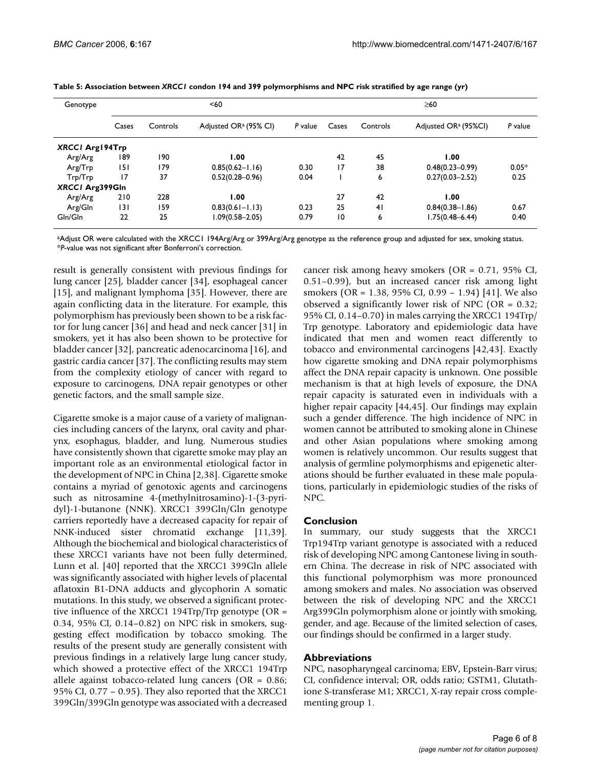**Table 5: Association between *XRCC1* condon 194 and 399 polymorphisms and NPC risk stratified by age range (yr)**

| Genotype | <60 | | | | ≥60 | | | |
|---|---|---|---|---|---|---|---|---|
| | Cases | Controls | Adjusted OR[a] (95% CI) | *P* value | Cases | Controls | Adjusted OR[a] (95%CI) | *P* value |
| ***XRCC1* Arg194Trp** | | | | | | | | |
| Arg/Arg | 189 | 190 | **1.00** | | 42 | 45 | **1.00** | |
| Arg/Trp | 151 | 179 | 0.85(0.62–1.16) | 0.30 | 17 | 38 | 0.48(0.23–0.99) | 0.05* |
| Trp/Trp | 17 | 37 | 0.52(0.28–0.96) | 0.04 | 1 | 6 | 0.27(0.03–2.52) | 0.25 |
| ***XRCC1* Arg399Gln** | | | | | | | | |
| Arg/Arg | 210 | 228 | **1.00** | | 27 | 42 | **1.00** | |
| Arg/Gln | 131 | 159 | 0.83(0.61–1.13) | 0.23 | 25 | 41 | 0.84(0.38–1.86) | 0.67 |
| Gln/Gln | 22 | 25 | 1.09(0.58–2.05) | 0.79 | 10 | 6 | 1.75(0.48–6.44) | 0.40 |

[a]Adjust OR were calculated with the XRCC1 194Arg/Arg or 399Arg/Arg genotype as the reference group and adjusted for sex, smoking status.
**P*-value was not significant after Bonferroni's correction.

result is generally consistent with previous findings for lung cancer [25], bladder cancer [34], esophageal cancer [15], and malignant lymphoma [35]. However, there are again conflicting data in the literature. For example, this polymorphism has previously been shown to be a risk factor for lung cancer [36] and head and neck cancer [31] in smokers, yet it has also been shown to be protective for bladder cancer [32], pancreatic adenocarcinoma [16], and gastric cardia cancer [37]. The conflicting results may stem from the complexity etiology of cancer with regard to exposure to carcinogens, DNA repair genotypes or other genetic factors, and the small sample size.

Cigarette smoke is a major cause of a variety of malignancies including cancers of the larynx, oral cavity and pharynx, esophagus, bladder, and lung. Numerous studies have consistently shown that cigarette smoke may play an important role as an environmental etiological factor in the development of NPC in China [2,38]. Cigarette smoke contains a myriad of genotoxic agents and carcinogens such as nitrosamine 4-(methylnitrosamino)-1-(3-pyridyl)-1-butanone (NNK). XRCC1 399Gln/Gln genotype carriers reportedly have a decreased capacity for repair of NNK-induced sister chromatid exchange [11,39]. Although the biochemical and biological characteristics of these XRCC1 variants have not been fully determined, Lunn et al. [40] reported that the XRCC1 399Gln allele was significantly associated with higher levels of placental aflatoxin B1-DNA adducts and glycophorin A somatic mutations. In this study, we observed a significant protective influence of the XRCC1 194Trp/Trp genotype (OR = 0.34, 95% CI, 0.14–0.82) on NPC risk in smokers, suggesting effect modification by tobacco smoking. The results of the present study are generally consistent with previous findings in a relatively large lung cancer study, which showed a protective effect of the XRCC1 194Trp allele against tobacco-related lung cancers (OR = 0.86; 95% CI, 0.77 – 0.95). They also reported that the XRCC1 399Gln/399Gln genotype was associated with a decreased cancer risk among heavy smokers (OR = 0.71, 95% CI, 0.51–0.99), but an increased cancer risk among light smokers (OR = 1.38, 95% CI, 0.99 – 1.94) [41]. We also observed a significantly lower risk of NPC (OR = 0.32; 95% CI, 0.14–0.70) in males carrying the XRCC1 194Trp/Trp genotype. Laboratory and epidemiologic data have indicated that men and women react differently to tobacco and environmental carcinogens [42,43]. Exactly how cigarette smoking and DNA repair polymorphisms affect the DNA repair capacity is unknown. One possible mechanism is that at high levels of exposure, the DNA repair capacity is saturated even in individuals with a higher repair capacity [44,45]. Our findings may explain such a gender difference. The high incidence of NPC in women cannot be attributed to smoking alone in Chinese and other Asian populations where smoking among women is relatively uncommon. Our results suggest that analysis of germline polymorphisms and epigenetic alterations should be further evaluated in these male populations, particularly in epidemiologic studies of the risks of NPC.

## Conclusion

In summary, our study suggests that the XRCC1 Trp194Trp variant genotype is associated with a reduced risk of developing NPC among Cantonese living in southern China. The decrease in risk of NPC associated with this functional polymorphism was more pronounced among smokers and males. No association was observed between the risk of developing NPC and the XRCC1 Arg399Gln polymorphism alone or jointly with smoking, gender, and age. Because of the limited selection of cases, our findings should be confirmed in a larger study.

## Abbreviations

NPC, nasopharyngeal carcinoma; EBV, Epstein-Barr virus; CI, confidence interval; OR, odds ratio; GSTM1, Glutathione S-transferase M1; XRCC1, X-ray repair cross complementing group 1.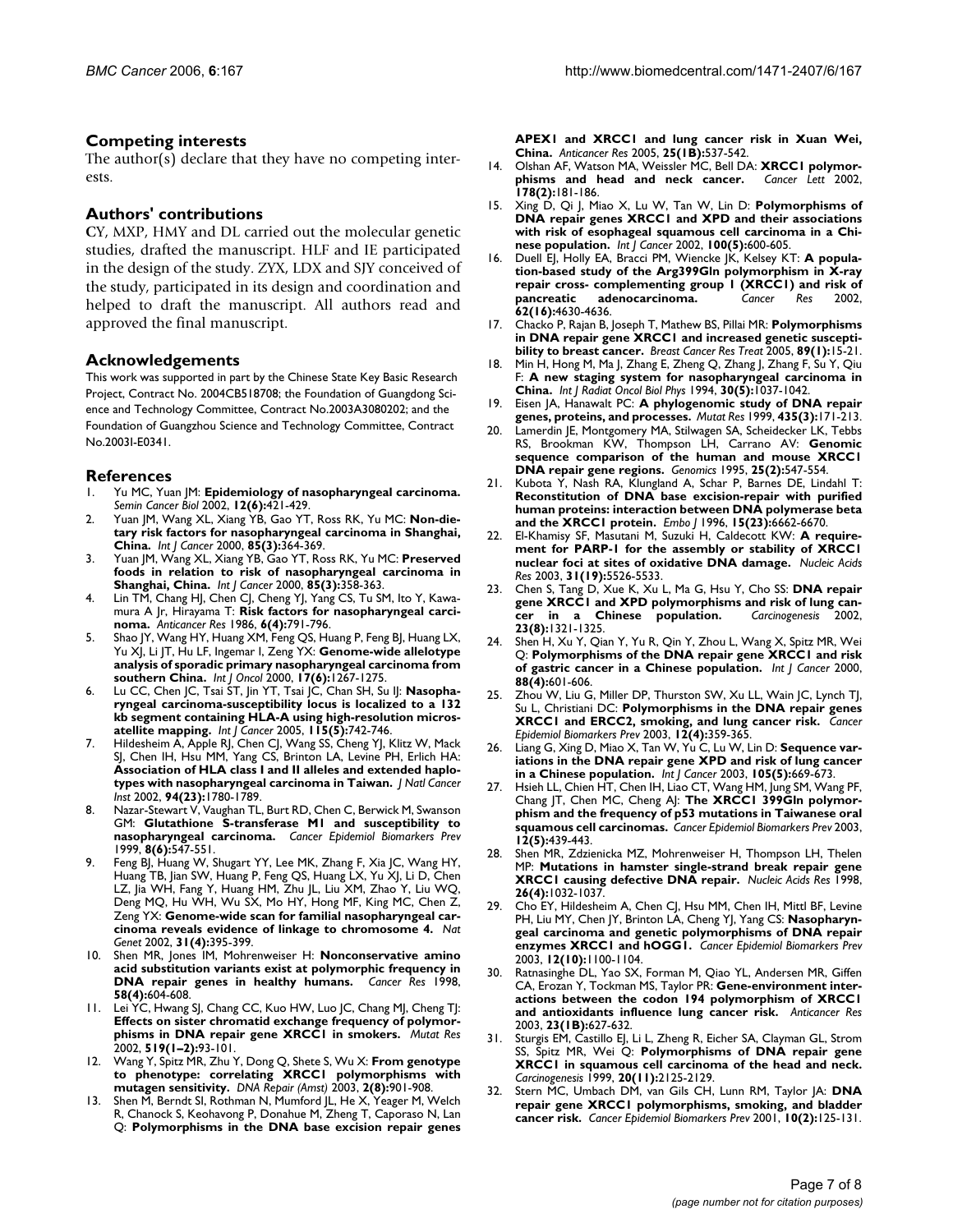## Competing interests

The author(s) declare that they have no competing interests.

## Authors' contributions

CY, MXP, HMY and DL carried out the molecular genetic studies, drafted the manuscript. HLF and IE participated in the design of the study. ZYX, LDX and SJY conceived of the study, participated in its design and coordination and helped to draft the manuscript. All authors read and approved the final manuscript.

## Acknowledgements

This work was supported in part by the Chinese State Key Basic Research Project, Contract No. 2004CB518708; the Foundation of Guangdong Science and Technology Committee, Contract No.2003A3080202; and the Foundation of Guangzhou Science and Technology Committee, Contract No.2003I-E0341.

## References

1. Yu MC, Yuan JM: **Epidemiology of nasopharyngeal carcinoma.** *Semin Cancer Biol* 2002, **12(6)**:421-429.
2. Yuan JM, Wang XL, Xiang YB, Gao YT, Ross RK, Yu MC: **Non-dietary risk factors for nasopharyngeal carcinoma in Shanghai, China.** *Int J Cancer* 2000, **85(3)**:364-369.
3. Yuan JM, Wang XL, Xiang YB, Gao YT, Ross RK, Yu MC: **Preserved foods in relation to risk of nasopharyngeal carcinoma in Shanghai, China.** *Int J Cancer* 2000, **85(3)**:358-363.
4. Lin TM, Chang HJ, Chen CJ, Cheng YJ, Yang CS, Tu SM, Ito Y, Kawamura A Jr, Hirayama T: **Risk factors for nasopharyngeal carcinoma.** *Anticancer Res* 1986, **6(4)**:791-796.
5. Shao JY, Wang HY, Huang XM, Feng QS, Huang P, Feng BJ, Huang LX, Yu XJ, Li JT, Hu LF, Ingemar I, Zeng YX: **Genome-wide allelotype analysis of sporadic primary nasopharyngeal carcinoma from southern China.** *Int J Oncol* 2000, **17(6)**:1267-1275.
6. Lu CC, Chen JC, Tsai ST, Jin YT, Tsai JC, Chan SH, Su IJ: **Nasopharyngeal carcinoma-susceptibility locus is localized to a 132 kb segment containing HLA-A using high-resolution microsatellite mapping.** *Int J Cancer* 2005, **115(5)**:742-746.
7. Hildesheim A, Apple RJ, Chen CJ, Wang SS, Cheng YJ, Klitz W, Mack SJ, Chen IH, Hsu MM, Yang CS, Brinton LA, Levine PH, Erlich HA: **Association of HLA class I and II alleles and extended haplotypes with nasopharyngeal carcinoma in Taiwan.** *J Natl Cancer Inst* 2002, **94(23)**:1780-1789.
8. Nazar-Stewart V, Vaughan TL, Burt RD, Chen C, Berwick M, Swanson GM: **Glutathione S-transferase M1 and susceptibility to nasopharyngeal carcinoma.** *Cancer Epidemiol Biomarkers Prev* 1999, **8(6)**:547-551.
9. Feng BJ, Huang W, Shugart YY, Lee MK, Zhang F, Xia JC, Wang HY, Huang TB, Jian SW, Huang P, Feng QS, Huang LX, Yu XJ, Li D, Chen LZ, Jia WH, Fang Y, Huang HM, Zhu JL, Liu XM, Zhao Y, Liu WQ, Deng MQ, Hu WH, Wu SX, Mo HY, Hong MF, King MC, Chen Z, Zeng YX: **Genome-wide scan for familial nasopharyngeal carcinoma reveals evidence of linkage to chromosome 4.** *Nat Genet* 2002, **31(4)**:395-399.
10. Shen MR, Jones IM, Mohrenweiser H: **Nonconservative amino acid substitution variants exist at polymorphic frequency in DNA repair genes in healthy humans.** *Cancer Res* 1998, **58(4)**:604-608.
11. Lei YC, Hwang SJ, Chang CC, Kuo HW, Luo JC, Chang MJ, Cheng TJ: **Effects on sister chromatid exchange frequency of polymorphisms in DNA repair gene XRCC1 in smokers.** *Mutat Res* 2002, **519(1–2)**:93-101.
12. Wang Y, Spitz MR, Zhu Y, Dong Q, Shete S, Wu X: **From genotype to phenotype: correlating XRCC1 polymorphisms with mutagen sensitivity.** *DNA Repair (Amst)* 2003, **2(8)**:901-908.
13. Shen M, Berndt SI, Rothman N, Mumford JL, He X, Yeager M, Welch R, Chanock S, Keohavong P, Donahue M, Zheng T, Caporaso N, Lan Q: **Polymorphisms in the DNA base excision repair genes APEX1 and XRCC1 and lung cancer risk in Xuan Wei, China.** *Anticancer Res* 2005, **25(1B)**:537-542.
14. Olshan AF, Watson MA, Weissler MC, Bell DA: **XRCC1 polymorphisms and head and neck cancer.** *Cancer Lett* 2002, **178(2)**:181-186.
15. Xing D, Qi J, Miao X, Lu W, Tan W, Lin D: **Polymorphisms of DNA repair genes XRCC1 and XPD and their associations with risk of esophageal squamous cell carcinoma in a Chinese population.** *Int J Cancer* 2002, **100(5)**:600-605.
16. Duell EJ, Holly EA, Bracci PM, Wiencke JK, Kelsey KT: **A population-based study of the Arg399Gln polymorphism in X-ray repair cross- complementing group 1 (XRCC1) and risk of pancreatic adenocarcinoma.** *Cancer Res* 2002, **62(16)**:4630-4636.
17. Chacko P, Rajan B, Joseph T, Mathew BS, Pillai MR: **Polymorphisms in DNA repair gene XRCC1 and increased genetic susceptibility to breast cancer.** *Breast Cancer Res Treat* 2005, **89(1)**:15-21.
18. Min H, Hong M, Ma J, Zhang E, Zheng Q, Zhang J, Zhang F, Su Y, Qiu F: **A new staging system for nasopharyngeal carcinoma in China.** *Int J Radiat Oncol Biol Phys* 1994, **30(5)**:1037-1042.
19. Eisen JA, Hanawalt PC: **A phylogenomic study of DNA repair genes, proteins, and processes.** *Mutat Res* 1999, **435(3)**:171-213.
20. Lamerdin JE, Montgomery MA, Stilwagen SA, Scheidecker LK, Tebbs RS, Brookman KW, Thompson LH, Carrano AV: **Genomic sequence comparison of the human and mouse XRCC1 DNA repair gene regions.** *Genomics* 1995, **25(2)**:547-554.
21. Kubota Y, Nash RA, Klungland A, Schar P, Barnes DE, Lindahl T: **Reconstitution of DNA base excision-repair with purified human proteins: interaction between DNA polymerase beta and the XRCC1 protein.** *Embo J* 1996, **15(23)**:6662-6670.
22. El-Khamisy SF, Masutani M, Suzuki H, Caldecott KW: **A requirement for PARP-1 for the assembly or stability of XRCC1 nuclear foci at sites of oxidative DNA damage.** *Nucleic Acids Res* 2003, **31(19)**:5526-5533.
23. Chen S, Tang D, Xue K, Xu L, Ma G, Hsu Y, Cho SS: **DNA repair gene XRCC1 and XPD polymorphisms and risk of lung cancer in a Chinese population.** *Carcinogenesis* 2002, **23(8)**:1321-1325.
24. Shen H, Xu Y, Qian Y, Yu R, Qin Y, Zhou L, Wang X, Spitz MR, Wei Q: **Polymorphisms of the DNA repair gene XRCC1 and risk of gastric cancer in a Chinese population.** *Int J Cancer* 2000, **88(4)**:601-606.
25. Zhou W, Liu G, Miller DP, Thurston SW, Xu LL, Wain JC, Lynch TJ, Su L, Christiani DC: **Polymorphisms in the DNA repair genes XRCC1 and ERCC2, smoking, and lung cancer risk.** *Cancer Epidemiol Biomarkers Prev* 2003, **12(4)**:359-365.
26. Liang G, Xing D, Miao X, Tan W, Yu C, Lu W, Lin D: **Sequence variations in the DNA repair gene XPD and risk of lung cancer in a Chinese population.** *Int J Cancer* 2003, **105(5)**:669-673.
27. Hsieh LL, Chien HT, Chen IH, Liao CT, Wang HM, Jung SM, Wang PF, Chang JT, Chen MC, Cheng AJ: **The XRCC1 399Gln polymorphism and the frequency of p53 mutations in Taiwanese oral squamous cell carcinomas.** *Cancer Epidemiol Biomarkers Prev* 2003, **12(5)**:439-443.
28. Shen MR, Zdzienicka MZ, Mohrenweiser H, Thompson LH, Thelen MP: **Mutations in hamster single-strand break repair gene XRCC1 causing defective DNA repair.** *Nucleic Acids Res* 1998, **26(4)**:1032-1037.
29. Cho EY, Hildesheim A, Chen CJ, Hsu MM, Chen IH, Mittl BF, Levine PH, Liu MY, Chen JY, Brinton LA, Cheng YJ, Yang CS: **Nasopharyngeal carcinoma and genetic polymorphisms of DNA repair enzymes XRCC1 and hOGG1.** *Cancer Epidemiol Biomarkers Prev* 2003, **12(10)**:1100-1104.
30. Ratnasinghe DL, Yao SX, Forman M, Qiao YL, Andersen MR, Giffen CA, Erozan Y, Tockman MS, Taylor PR: **Gene-environment interactions between the codon 194 polymorphism of XRCC1 and antioxidants influence lung cancer risk.** *Anticancer Res* 2003, **23(1B)**:627-632.
31. Sturgis EM, Castillo EJ, Li L, Zheng R, Eicher SA, Clayman GL, Strom SS, Spitz MR, Wei Q: **Polymorphisms of DNA repair gene XRCC1 in squamous cell carcinoma of the head and neck.** *Carcinogenesis* 1999, **20(11)**:2125-2129.
32. Stern MC, Umbach DM, van Gils CH, Lunn RM, Taylor JA: **DNA repair gene XRCC1 polymorphisms, smoking, and bladder cancer risk.** *Cancer Epidemiol Biomarkers Prev* 2001, **10(2)**:125-131.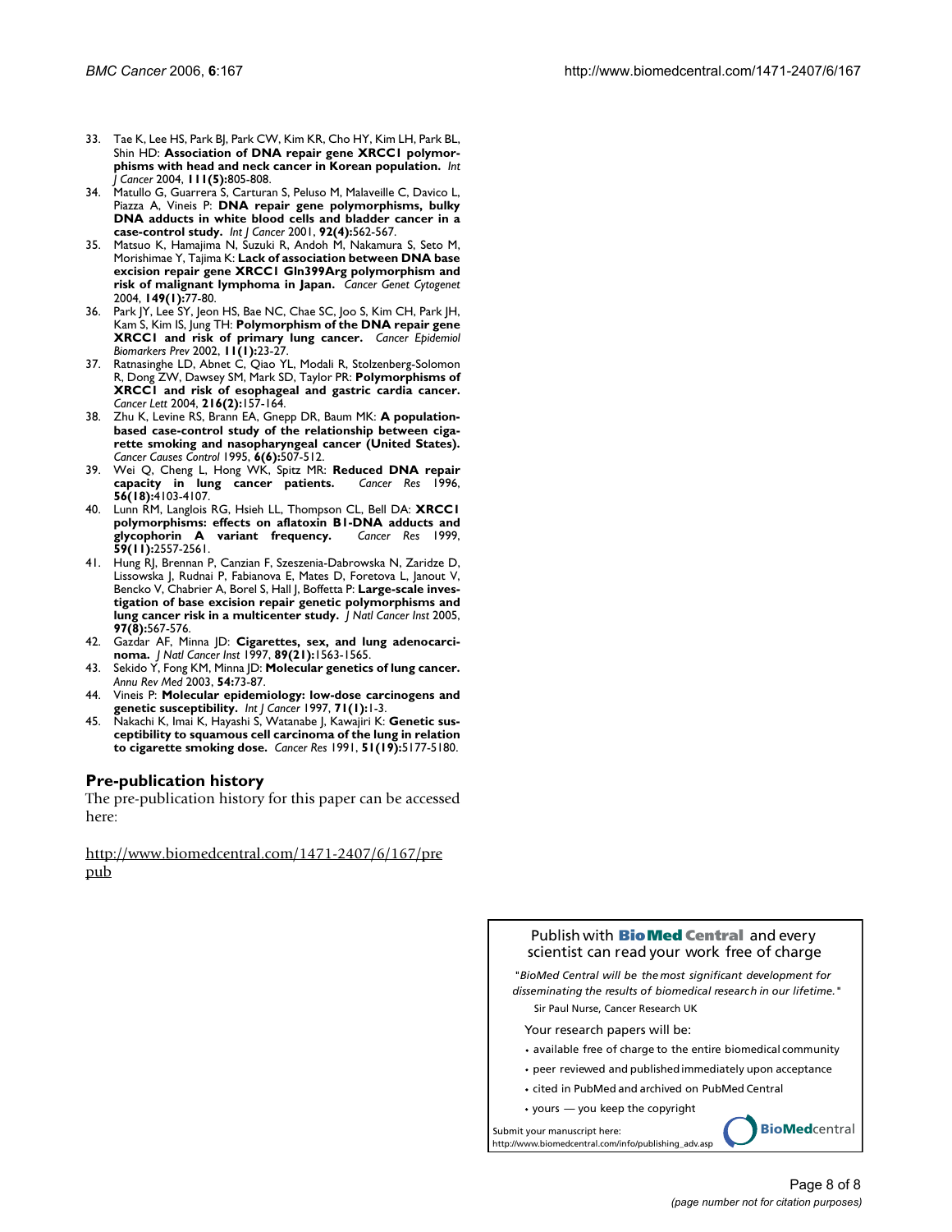33. Tae K, Lee HS, Park BJ, Park CW, Kim KR, Cho HY, Kim LH, Park BL, Shin HD: **Association of DNA repair gene XRCC1 polymorphisms with head and neck cancer in Korean population.** *Int J Cancer* 2004, **111(5):**805-808.
34. Matullo G, Guarrera S, Carturan S, Peluso M, Malaveille C, Davico L, Piazza A, Vineis P: **DNA repair gene polymorphisms, bulky DNA adducts in white blood cells and bladder cancer in a case-control study.** *Int J Cancer* 2001, **92(4):**562-567.
35. Matsuo K, Hamajima N, Suzuki R, Andoh M, Nakamura S, Seto M, Morishimae Y, Tajima K: **Lack of association between DNA base excision repair gene XRCC1 Gln399Arg polymorphism and risk of malignant lymphoma in Japan.** *Cancer Genet Cytogenet* 2004, **149(1):**77-80.
36. Park JY, Lee SY, Jeon HS, Bae NC, Chae SC, Joo S, Kim CH, Park JH, Kam S, Kim IS, Jung TH: **Polymorphism of the DNA repair gene XRCC1 and risk of primary lung cancer.** *Cancer Epidemiol Biomarkers Prev* 2002, **11(1):**23-27.
37. Ratnasinghe LD, Abnet C, Qiao YL, Modali R, Stolzenberg-Solomon R, Dong ZW, Dawsey SM, Mark SD, Taylor PR: **Polymorphisms of XRCC1 and risk of esophageal and gastric cardia cancer.** *Cancer Lett* 2004, **216(2):**157-164.
38. Zhu K, Levine RS, Brann EA, Gnepp DR, Baum MK: **A population-based case-control study of the relationship between cigarette smoking and nasopharyngeal cancer (United States).** *Cancer Causes Control* 1995, **6(6):**507-512.
39. Wei Q, Cheng L, Hong WK, Spitz MR: **Reduced DNA repair capacity in lung cancer patients.** *Cancer Res* 1996, **56(18):**4103-4107.
40. Lunn RM, Langlois RG, Hsieh LL, Thompson CL, Bell DA: **XRCC1 polymorphisms: effects on aflatoxin B1-DNA adducts and glycophorin A variant frequency.** *Cancer Res* 1999, **59(11):**2557-2561.
41. Hung RJ, Brennan P, Canzian F, Szeszenia-Dabrowska N, Zaridze D, Lissowska J, Rudnai P, Fabianova E, Mates D, Foretova L, Janout V, Bencko V, Chabrier A, Borel S, Hall J, Boffetta P: **Large-scale investigation of base excision repair genetic polymorphisms and lung cancer risk in a multicenter study.** *J Natl Cancer Inst* 2005, **97(8):**567-576.
42. Gazdar AF, Minna JD: **Cigarettes, sex, and lung adenocarcinoma.** *J Natl Cancer Inst* 1997, **89(21):**1563-1565.
43. Sekido Y, Fong KM, Minna JD: **Molecular genetics of lung cancer.** *Annu Rev Med* 2003, **54:**73-87.
44. Vineis P: **Molecular epidemiology: low-dose carcinogens and genetic susceptibility.** *Int J Cancer* 1997, **71(1):**1-3.
45. Nakachi K, Imai K, Hayashi S, Watanabe J, Kawajiri K: **Genetic susceptibility to squamous cell carcinoma of the lung in relation to cigarette smoking dose.** *Cancer Res* 1991, **51(19):**5177-5180.

## Pre-publication history

The pre-publication history for this paper can be accessed here:

http://www.biomedcentral.com/1471-2407/6/167/prepub

Publish with **BioMed Central** and every scientist can read your work free of charge

*"BioMed Central will be the most significant development for disseminating the results of biomedical research in our lifetime."*
Sir Paul Nurse, Cancer Research UK

Your research papers will be:

- available free of charge to the entire biomedical community
- peer reviewed and published immediately upon acceptance
- cited in PubMed and archived on PubMed Central
- yours — you keep the copyright

Submit your manuscript here:
http://www.biomedcentral.com/info/publishing_adv.asp

BioMedcentral